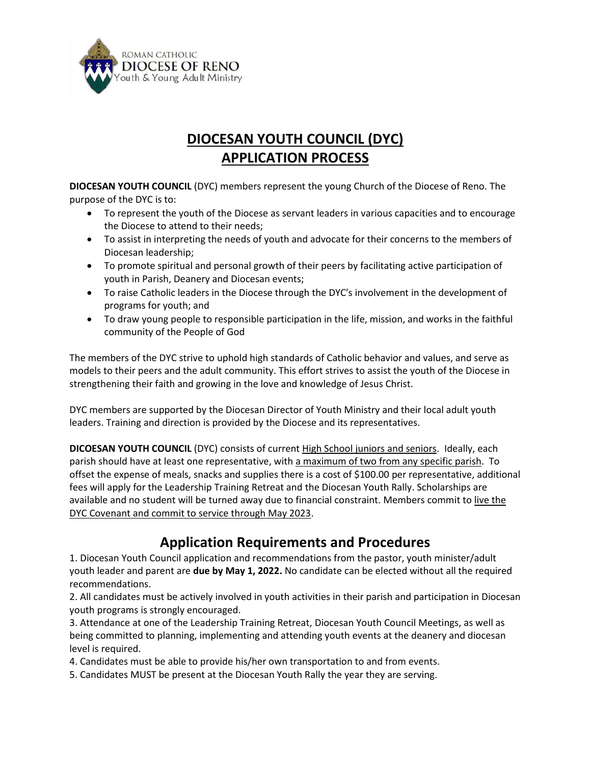ROMAN CATHOLIC
DIOCESE OF RENO
Youth & Young Adult Ministry

# DIOCESAN YOUTH COUNCIL (DYC) APPLICATION PROCESS

**DIOCESAN YOUTH COUNCIL** (DYC) members represent the young Church of the Diocese of Reno. The purpose of the DYC is to:

- To represent the youth of the Diocese as servant leaders in various capacities and to encourage the Diocese to attend to their needs;
- To assist in interpreting the needs of youth and advocate for their concerns to the members of Diocesan leadership;
- To promote spiritual and personal growth of their peers by facilitating active participation of youth in Parish, Deanery and Diocesan events;
- To raise Catholic leaders in the Diocese through the DYC's involvement in the development of programs for youth; and
- To draw young people to responsible participation in the life, mission, and works in the faithful community of the People of God

The members of the DYC strive to uphold high standards of Catholic behavior and values, and serve as models to their peers and the adult community. This effort strives to assist the youth of the Diocese in strengthening their faith and growing in the love and knowledge of Jesus Christ.

DYC members are supported by the Diocesan Director of Youth Ministry and their local adult youth leaders. Training and direction is provided by the Diocese and its representatives.

**DICOESAN YOUTH COUNCIL** (DYC) consists of current High School juniors and seniors. Ideally, each parish should have at least one representative, with a maximum of two from any specific parish. To offset the expense of meals, snacks and supplies there is a cost of $100.00 per representative, additional fees will apply for the Leadership Training Retreat and the Diocesan Youth Rally. Scholarships are available and no student will be turned away due to financial constraint. Members commit to live the DYC Covenant and commit to service through May 2023.

## Application Requirements and Procedures

1. Diocesan Youth Council application and recommendations from the pastor, youth minister/adult youth leader and parent are **due by May 1, 2022.** No candidate can be elected without all the required recommendations.
2. All candidates must be actively involved in youth activities in their parish and participation in Diocesan youth programs is strongly encouraged.
3. Attendance at one of the Leadership Training Retreat, Diocesan Youth Council Meetings, as well as being committed to planning, implementing and attending youth events at the deanery and diocesan level is required.
4. Candidates must be able to provide his/her own transportation to and from events.
5. Candidates MUST be present at the Diocesan Youth Rally the year they are serving.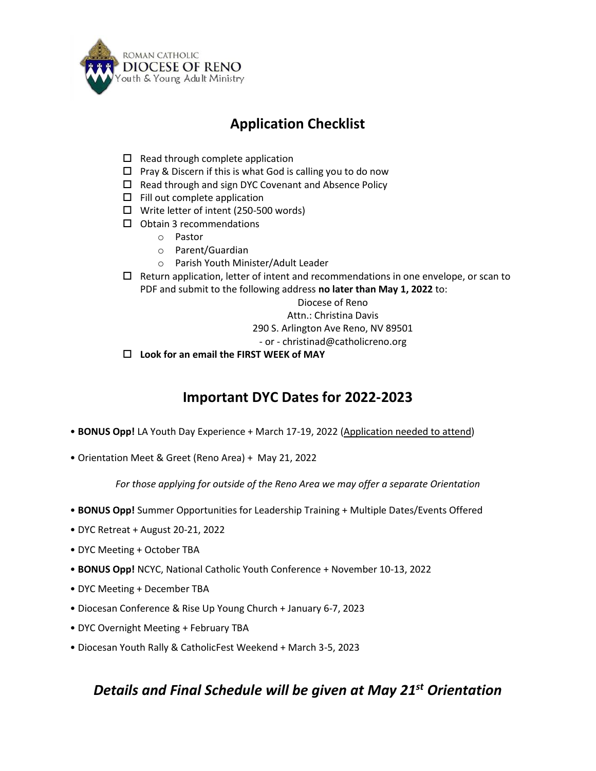ROMAN CATHOLIC
DIOCESE OF RENO
Youth & Young Adult Ministry

## Application Checklist

- ☐ Read through complete application
- ☐ Pray & Discern if this is what God is calling you to do now
- ☐ Read through and sign DYC Covenant and Absence Policy
- ☐ Fill out complete application
- ☐ Write letter of intent (250-500 words)
- ☐ Obtain 3 recommendations
  - Pastor
  - Parent/Guardian
  - Parish Youth Minister/Adult Leader
- ☐ Return application, letter of intent and recommendations in one envelope, or scan to PDF and submit to the following address **no later than May 1, 2022** to:

  Diocese of Reno
  Attn.: Christina Davis
  290 S. Arlington Ave Reno, NV 89501
  - or - christinad@catholicreno.org
- ☐ **Look for an email the FIRST WEEK of MAY**

## Important DYC Dates for 2022-2023

- **BONUS Opp!** LA Youth Day Experience + March 17-19, 2022 (Application needed to attend)
- Orientation Meet & Greet (Reno Area) + May 21, 2022

*For those applying for outside of the Reno Area we may offer a separate Orientation*

- **BONUS Opp!** Summer Opportunities for Leadership Training + Multiple Dates/Events Offered
- DYC Retreat + August 20-21, 2022
- DYC Meeting + October TBA
- **BONUS Opp!** NCYC, National Catholic Youth Conference + November 10-13, 2022
- DYC Meeting + December TBA
- Diocesan Conference & Rise Up Young Church + January 6-7, 2023
- DYC Overnight Meeting + February TBA
- Diocesan Youth Rally & CatholicFest Weekend + March 3-5, 2023

## *Details and Final Schedule will be given at May 21st Orientation*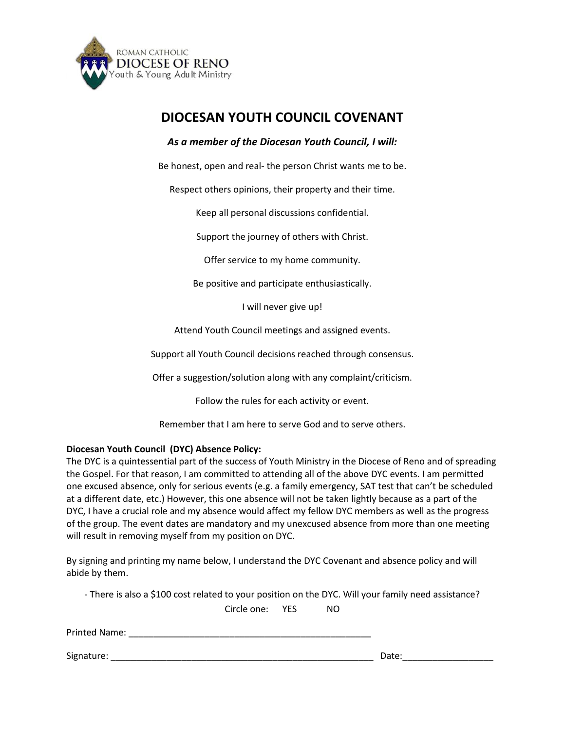ROMAN CATHOLIC
**DIOCESE OF RENO**
Youth & Young Adult Ministry

# DIOCESAN YOUTH COUNCIL COVENANT

***As a member of the Diocesan Youth Council, I will:***

Be honest, open and real- the person Christ wants me to be.

Respect others opinions, their property and their time.

Keep all personal discussions confidential.

Support the journey of others with Christ.

Offer service to my home community.

Be positive and participate enthusiastically.

I will never give up!

Attend Youth Council meetings and assigned events.

Support all Youth Council decisions reached through consensus.

Offer a suggestion/solution along with any complaint/criticism.

Follow the rules for each activity or event.

Remember that I am here to serve God and to serve others.

**Diocesan Youth Council (DYC) Absence Policy:**
The DYC is a quintessential part of the success of Youth Ministry in the Diocese of Reno and of spreading the Gospel. For that reason, I am committed to attending all of the above DYC events. I am permitted one excused absence, only for serious events (e.g. a family emergency, SAT test that can't be scheduled at a different date, etc.) However, this one absence will not be taken lightly because as a part of the DYC, I have a crucial role and my absence would affect my fellow DYC members as well as the progress of the group. The event dates are mandatory and my unexcused absence from more than one meeting will result in removing myself from my position on DYC.

By signing and printing my name below, I understand the DYC Covenant and absence policy and will abide by them.

- There is also a $100 cost related to your position on the DYC. Will your family need assistance?

Circle one: YES NO

Printed Name: ________________________________________________

Signature: ____________________________________________________ Date:_________________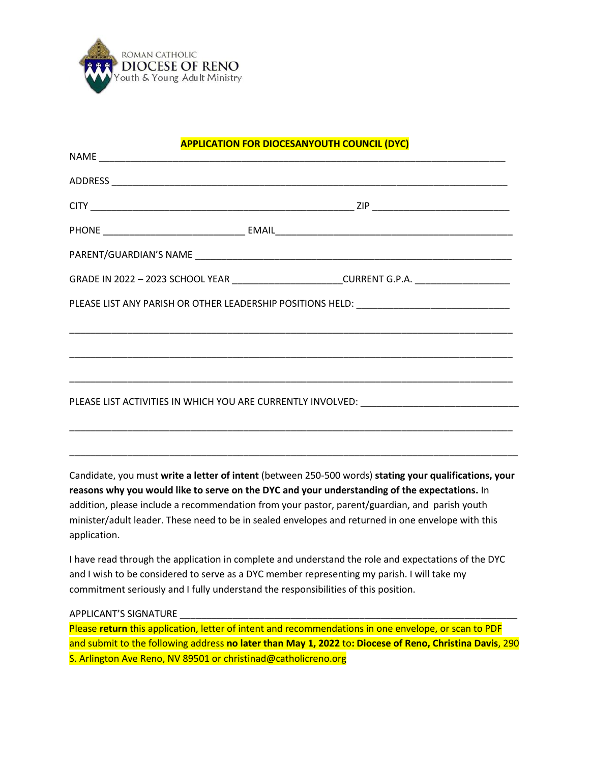ROMAN CATHOLIC
DIOCESE OF RENO
Youth & Young Adult Ministry

## APPLICATION FOR DIOCESANYOUTH COUNCIL (DYC)

NAME ___________________________________________________________________________

ADDRESS ________________________________________________________________________

CITY _________________________________________________ ZIP _________________________

PHONE __________________________ EMAIL___________________________________________

PARENT/GUARDIAN'S NAME ____________________________________________________________

GRADE IN 2022 – 2023 SCHOOL YEAR ____________________CURRENT G.P.A. _________________

PLEASE LIST ANY PARISH OR OTHER LEADERSHIP POSITIONS HELD: ____________________________

_______________________________________________________________________________

_______________________________________________________________________________

_______________________________________________________________________________

PLEASE LIST ACTIVITIES IN WHICH YOU ARE CURRENTLY INVOLVED: _____________________________

_______________________________________________________________________________

_______________________________________________________________________________

Candidate, you must **write a letter of intent** (between 250-500 words) **stating your qualifications, your reasons why you would like to serve on the DYC and your understanding of the expectations.** In addition, please include a recommendation from your pastor, parent/guardian, and parish youth minister/adult leader. These need to be in sealed envelopes and returned in one envelope with this application.

I have read through the application in complete and understand the role and expectations of the DYC and I wish to be considered to serve as a DYC member representing my parish. I will take my commitment seriously and I fully understand the responsibilities of this position.

APPLICANT'S SIGNATURE ________________________________________________________________

Please **return** this application, letter of intent and recommendations in one envelope, or scan to PDF and submit to the following address **no later than May 1, 2022** to: **Diocese of Reno, Christina Davis**, 290 S. Arlington Ave Reno, NV 89501 or christinad@catholicreno.org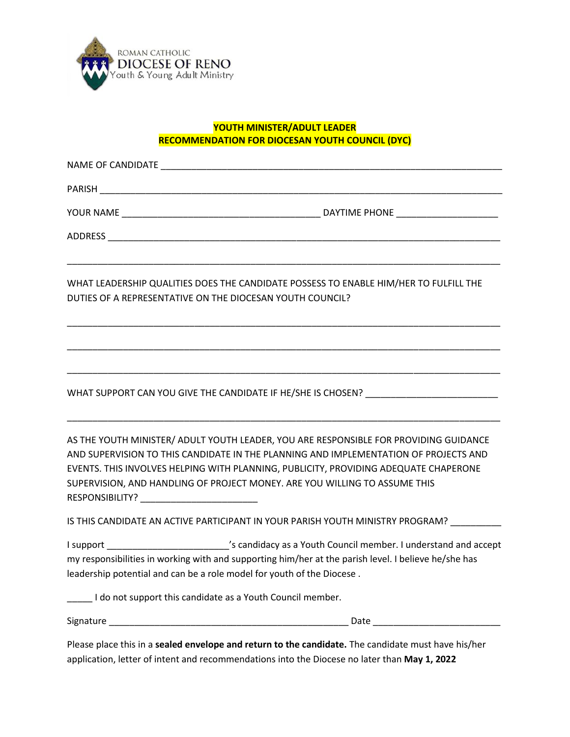ROMAN CATHOLIC
DIOCESE OF RENO
Youth & Young Adult Ministry

## YOUTH MINISTER/ADULT LEADER
## RECOMMENDATION FOR DIOCESAN YOUTH COUNCIL (DYC)

NAME OF CANDIDATE ____________________________________________________________________

PARISH ________________________________________________________________________________

YOUR NAME ______________________________________ DAYTIME PHONE ____________________

ADDRESS _______________________________________________________________________________

_______________________________________________________________________________________

WHAT LEADERSHIP QUALITIES DOES THE CANDIDATE POSSESS TO ENABLE HIM/HER TO FULFILL THE DUTIES OF A REPRESENTATIVE ON THE DIOCESAN YOUTH COUNCIL?

_______________________________________________________________________________________

_______________________________________________________________________________________

_______________________________________________________________________________________

WHAT SUPPORT CAN YOU GIVE THE CANDIDATE IF HE/SHE IS CHOSEN? _________________________

_______________________________________________________________________________________

AS THE YOUTH MINISTER/ ADULT YOUTH LEADER, YOU ARE RESPONSIBLE FOR PROVIDING GUIDANCE AND SUPERVISION TO THIS CANDIDATE IN THE PLANNING AND IMPLEMENTATION OF PROJECTS AND EVENTS. THIS INVOLVES HELPING WITH PLANNING, PUBLICITY, PROVIDING ADEQUATE CHAPERONE SUPERVISION, AND HANDLING OF PROJECT MONEY. ARE YOU WILLING TO ASSUME THIS RESPONSIBILITY? _______________________

IS THIS CANDIDATE AN ACTIVE PARTICIPANT IN YOUR PARISH YOUTH MINISTRY PROGRAM? __________

I support _______________________'s candidacy as a Youth Council member. I understand and accept my responsibilities in working with and supporting him/her at the parish level. I believe he/she has leadership potential and can be a role model for youth of the Diocese .

_____ I do not support this candidate as a Youth Council member.

Signature _______________________________________________ Date ________________________

Please place this in a **sealed envelope and return to the candidate.** The candidate must have his/her application, letter of intent and recommendations into the Diocese no later than **May 1, 2022**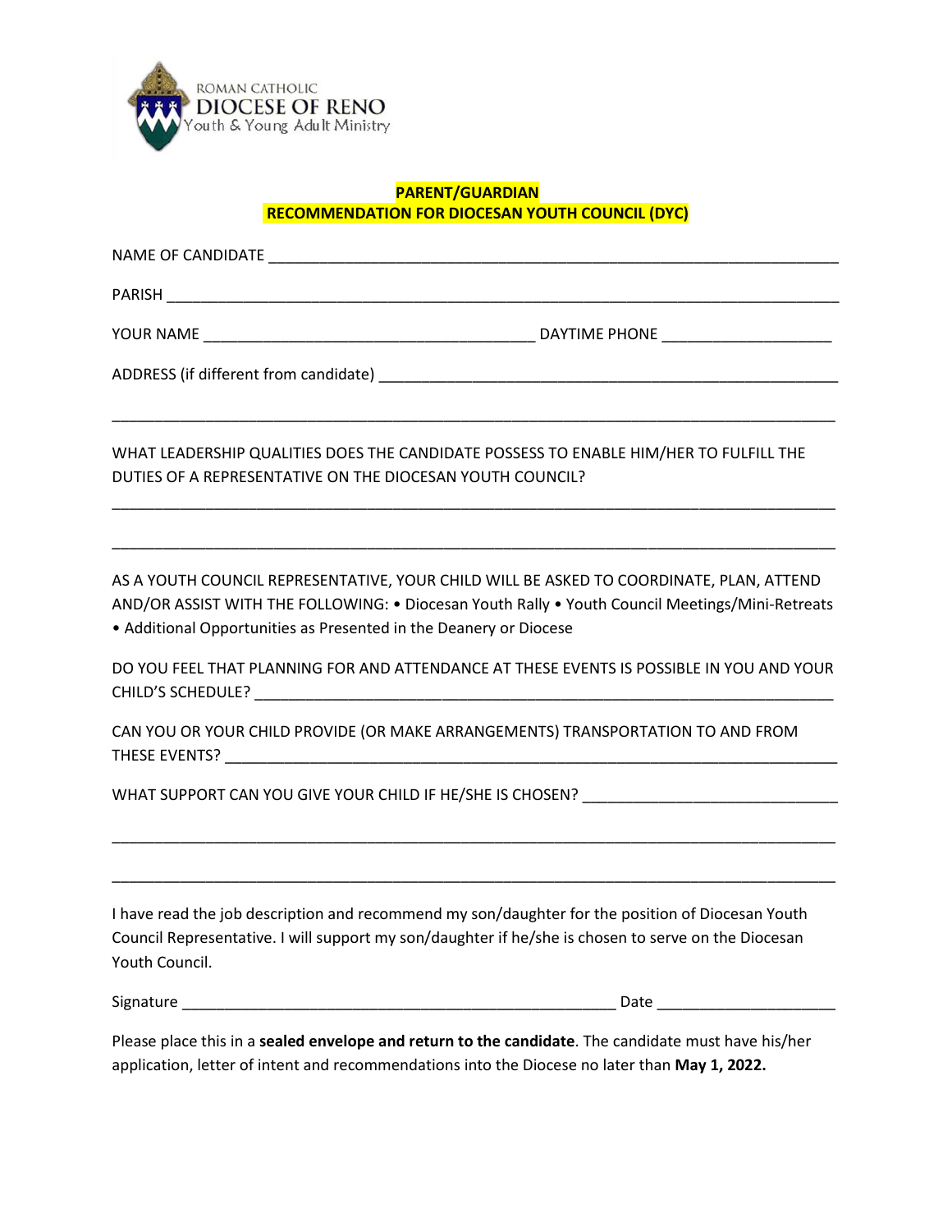ROMAN CATHOLIC
DIOCESE OF RENO
Youth & Young Adult Ministry

## PARENT/GUARDIAN
## RECOMMENDATION FOR DIOCESAN YOUTH COUNCIL (DYC)

NAME OF CANDIDATE ___________________________________________________________________

PARISH _____________________________________________________________________________

YOUR NAME _______________________________________ DAYTIME PHONE ___________________

ADDRESS (if different from candidate) ______________________________________________________

_____________________________________________________________________________________

WHAT LEADERSHIP QUALITIES DOES THE CANDIDATE POSSESS TO ENABLE HIM/HER TO FULFILL THE DUTIES OF A REPRESENTATIVE ON THE DIOCESAN YOUTH COUNCIL?

_____________________________________________________________________________________

_____________________________________________________________________________________

AS A YOUTH COUNCIL REPRESENTATIVE, YOUR CHILD WILL BE ASKED TO COORDINATE, PLAN, ATTEND AND/OR ASSIST WITH THE FOLLOWING: • Diocesan Youth Rally • Youth Council Meetings/Mini-Retreats • Additional Opportunities as Presented in the Deanery or Diocese

DO YOU FEEL THAT PLANNING FOR AND ATTENDANCE AT THESE EVENTS IS POSSIBLE IN YOU AND YOUR CHILD'S SCHEDULE? ___________________________________________________________________

CAN YOU OR YOUR CHILD PROVIDE (OR MAKE ARRANGEMENTS) TRANSPORTATION TO AND FROM THESE EVENTS? _______________________________________________________________________

WHAT SUPPORT CAN YOU GIVE YOUR CHILD IF HE/SHE IS CHOSEN? _____________________________

_____________________________________________________________________________________

_____________________________________________________________________________________

I have read the job description and recommend my son/daughter for the position of Diocesan Youth Council Representative. I will support my son/daughter if he/she is chosen to serve on the Diocesan Youth Council.

Signature __________________________________________________ Date ____________________

Please place this in a **sealed envelope and return to the candidate**. The candidate must have his/her application, letter of intent and recommendations into the Diocese no later than **May 1, 2022.**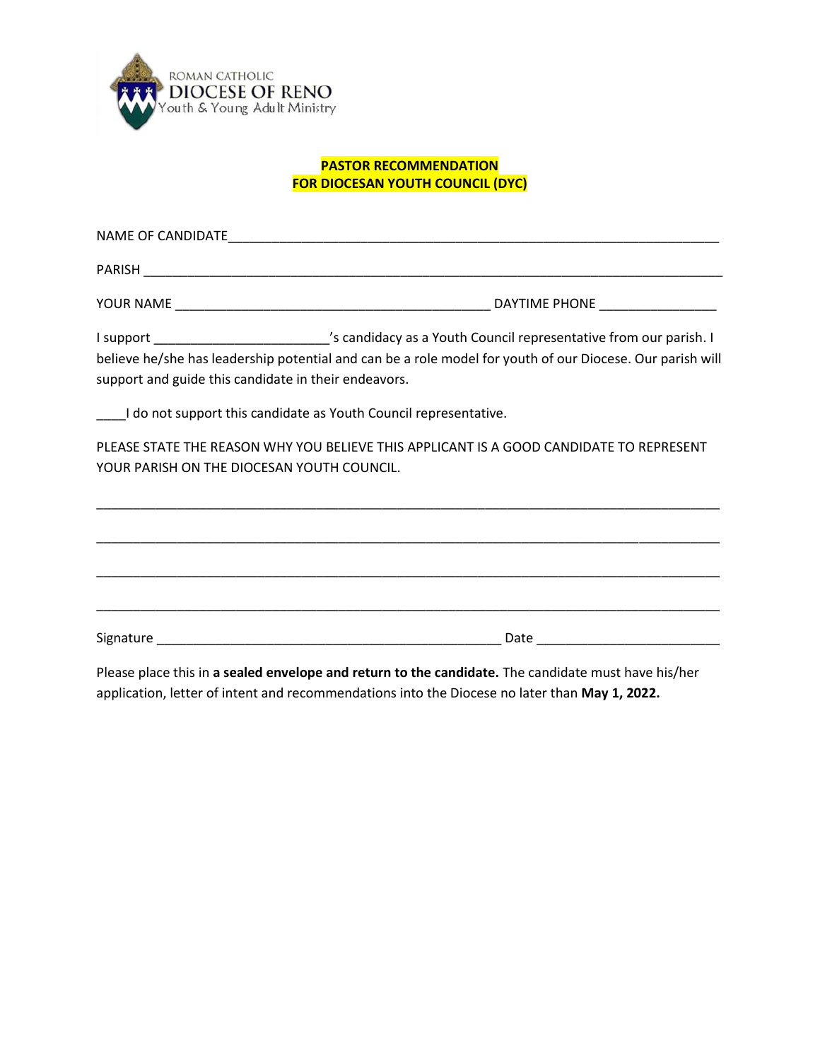ROMAN CATHOLIC
DIOCESE OF RENO
Youth & Young Adult Ministry

**PASTOR RECOMMENDATION**
**FOR DIOCESAN YOUTH COUNCIL (DYC)**

NAME OF CANDIDATE_______________________________________________________________________

PARISH ___________________________________________________________________________

YOUR NAME _______________________________________ DAYTIME PHONE _______________

I support _______________________'s candidacy as a Youth Council representative from our parish. I believe he/she has leadership potential and can be a role model for youth of our Diocese. Our parish will support and guide this candidate in their endeavors.

____I do not support this candidate as Youth Council representative.

PLEASE STATE THE REASON WHY YOU BELIEVE THIS APPLICANT IS A GOOD CANDIDATE TO REPRESENT YOUR PARISH ON THE DIOCESAN YOUTH COUNCIL.

_____________________________________________________________________________

_____________________________________________________________________________

_____________________________________________________________________________

_____________________________________________________________________________

Signature _____________________________________________ Date ________________________

Please place this in **a sealed envelope and return to the candidate.** The candidate must have his/her application, letter of intent and recommendations into the Diocese no later than **May 1, 2022.**